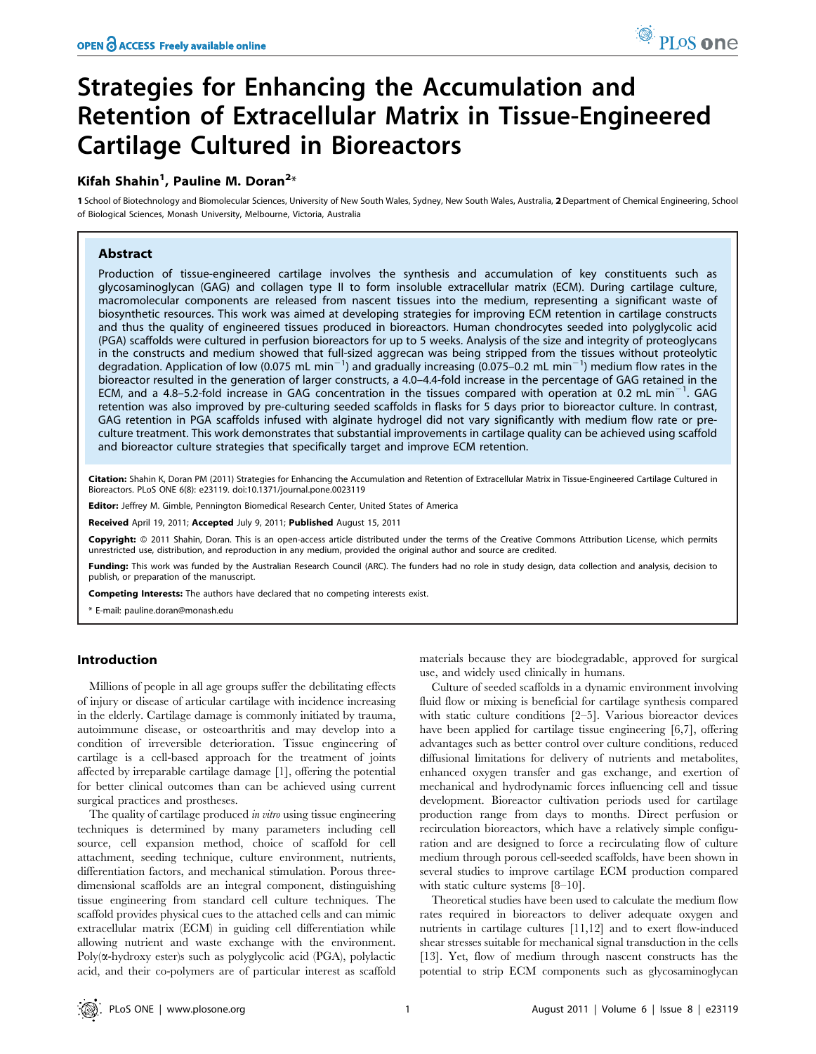# Strategies for Enhancing the Accumulation and Retention of Extracellular Matrix in Tissue-Engineered Cartilage Cultured in Bioreactors

**Kifah Shahin[1], Pauline M. Doran[2]***

**1** School of Biotechnology and Biomolecular Sciences, University of New South Wales, Sydney, New South Wales, Australia, **2** Department of Chemical Engineering, School of Biological Sciences, Monash University, Melbourne, Victoria, Australia

## Abstract

Production of tissue-engineered cartilage involves the synthesis and accumulation of key constituents such as glycosaminoglycan (GAG) and collagen type II to form insoluble extracellular matrix (ECM). During cartilage culture, macromolecular components are released from nascent tissues into the medium, representing a significant waste of biosynthetic resources. This work was aimed at developing strategies for improving ECM retention in cartilage constructs and thus the quality of engineered tissues produced in bioreactors. Human chondrocytes seeded into polyglycolic acid (PGA) scaffolds were cultured in perfusion bioreactors for up to 5 weeks. Analysis of the size and integrity of proteoglycans in the constructs and medium showed that full-sized aggrecan was being stripped from the tissues without proteolytic degradation. Application of low (0.075 mL $min^{-1}$) and gradually increasing (0.075–0.2 mL $min^{-1}$) medium flow rates in the bioreactor resulted in the generation of larger constructs, a 4.0–4.4-fold increase in the percentage of GAG retained in the ECM, and a 4.8–5.2-fold increase in GAG concentration in the tissues compared with operation at 0.2 mL $min^{-1}$. GAG retention was also improved by pre-culturing seeded scaffolds in flasks for 5 days prior to bioreactor culture. In contrast, GAG retention in PGA scaffolds infused with alginate hydrogel did not vary significantly with medium flow rate or pre-culture treatment. This work demonstrates that substantial improvements in cartilage quality can be achieved using scaffold and bioreactor culture strategies that specifically target and improve ECM retention.

**Citation:** Shahin K, Doran PM (2011) Strategies for Enhancing the Accumulation and Retention of Extracellular Matrix in Tissue-Engineered Cartilage Cultured in Bioreactors. PLoS ONE 6(8): e23119. doi:10.1371/journal.pone.0023119

**Editor:** Jeffrey M. Gimble, Pennington Biomedical Research Center, United States of America

**Received** April 19, 2011; **Accepted** July 9, 2011; **Published** August 15, 2011

**Copyright:** © 2011 Shahin, Doran. This is an open-access article distributed under the terms of the Creative Commons Attribution License, which permits unrestricted use, distribution, and reproduction in any medium, provided the original author and source are credited.

**Funding:** This work was funded by the Australian Research Council (ARC). The funders had no role in study design, data collection and analysis, decision to publish, or preparation of the manuscript.

**Competing Interests:** The authors have declared that no competing interests exist.

\* E-mail: pauline.doran@monash.edu

## Introduction

Millions of people in all age groups suffer the debilitating effects of injury or disease of articular cartilage with incidence increasing in the elderly. Cartilage damage is commonly initiated by trauma, autoimmune disease, or osteoarthritis and may develop into a condition of irreversible deterioration. Tissue engineering of cartilage is a cell-based approach for the treatment of joints affected by irreparable cartilage damage [1], offering the potential for better clinical outcomes than can be achieved using current surgical practices and prostheses.

The quality of cartilage produced *in vitro* using tissue engineering techniques is determined by many parameters including cell source, cell expansion method, choice of scaffold for cell attachment, seeding technique, culture environment, nutrients, differentiation factors, and mechanical stimulation. Porous three-dimensional scaffolds are an integral component, distinguishing tissue engineering from standard cell culture techniques. The scaffold provides physical cues to the attached cells and can mimic extracellular matrix (ECM) in guiding cell differentiation while allowing nutrient and waste exchange with the environment. Poly(α-hydroxy ester)s such as polyglycolic acid (PGA), polylactic acid, and their co-polymers are of particular interest as scaffold materials because they are biodegradable, approved for surgical use, and widely used clinically in humans.

Culture of seeded scaffolds in a dynamic environment involving fluid flow or mixing is beneficial for cartilage synthesis compared with static culture conditions [2–5]. Various bioreactor devices have been applied for cartilage tissue engineering [6,7], offering advantages such as better control over culture conditions, reduced diffusional limitations for delivery of nutrients and metabolites, enhanced oxygen transfer and gas exchange, and exertion of mechanical and hydrodynamic forces influencing cell and tissue development. Bioreactor cultivation periods used for cartilage production range from days to months. Direct perfusion or recirculation bioreactors, which have a relatively simple configuration and are designed to force a recirculating flow of culture medium through porous cell-seeded scaffolds, have been shown in several studies to improve cartilage ECM production compared with static culture systems [8–10].

Theoretical studies have been used to calculate the medium flow rates required in bioreactors to deliver adequate oxygen and nutrients in cartilage cultures [11,12] and to exert flow-induced shear stresses suitable for mechanical signal transduction in the cells [13]. Yet, flow of medium through nascent constructs has the potential to strip ECM components such as glycosaminoglycan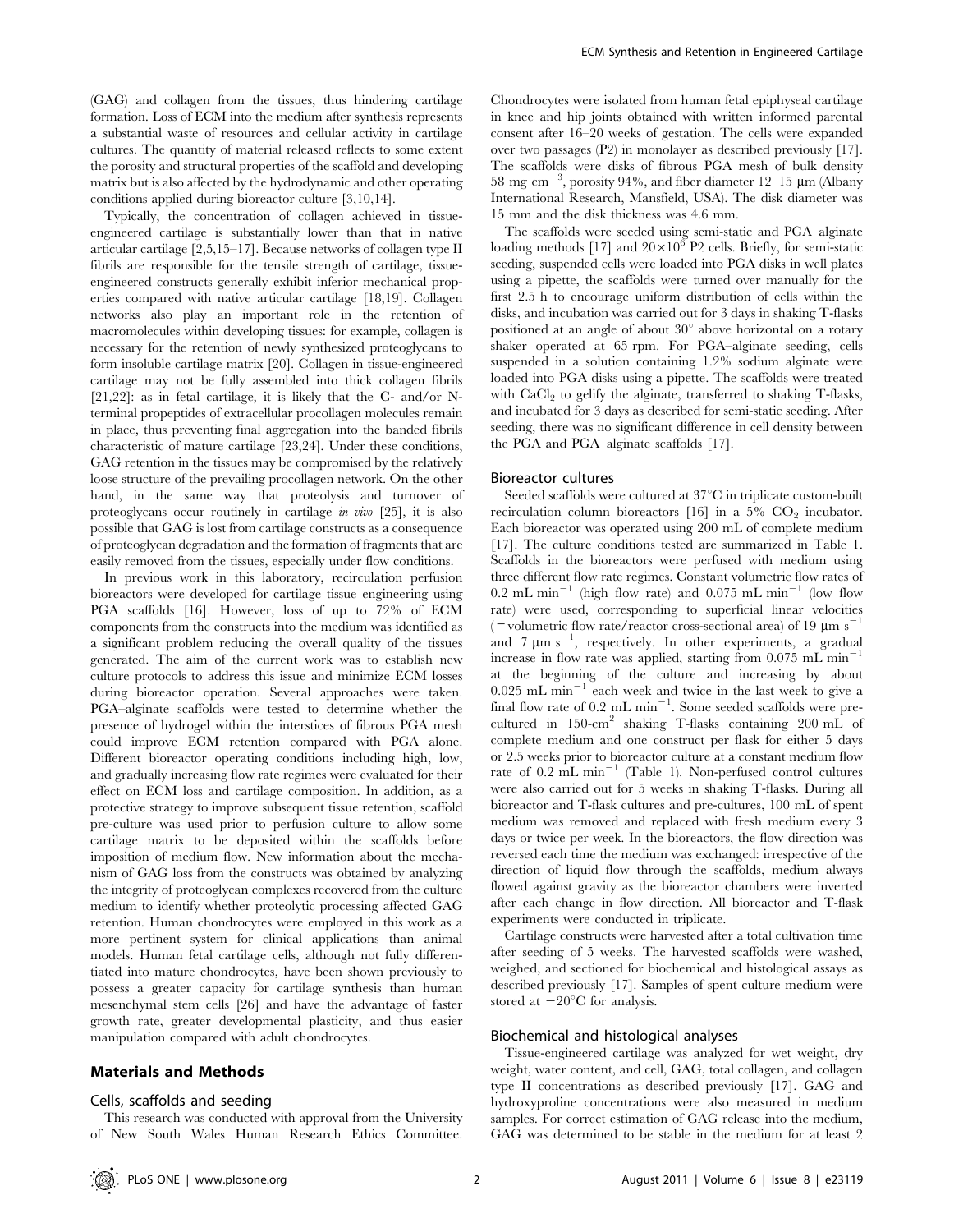(GAG) and collagen from the tissues, thus hindering cartilage formation. Loss of ECM into the medium after synthesis represents a substantial waste of resources and cellular activity in cartilage cultures. The quantity of material released reflects to some extent the porosity and structural properties of the scaffold and developing matrix but is also affected by the hydrodynamic and other operating conditions applied during bioreactor culture [3,10,14].

Typically, the concentration of collagen achieved in tissue-engineered cartilage is substantially lower than that in native articular cartilage [2,5,15–17]. Because networks of collagen type II fibrils are responsible for the tensile strength of cartilage, tissue-engineered constructs generally exhibit inferior mechanical properties compared with native articular cartilage [18,19]. Collagen networks also play an important role in the retention of macromolecules within developing tissues: for example, collagen is necessary for the retention of newly synthesized proteoglycans to form insoluble cartilage matrix [20]. Collagen in tissue-engineered cartilage may not be fully assembled into thick collagen fibrils [21,22]: as in fetal cartilage, it is likely that the C- and/or N-terminal propeptides of extracellular procollagen molecules remain in place, thus preventing final aggregation into the banded fibrils characteristic of mature cartilage [23,24]. Under these conditions, GAG retention in the tissues may be compromised by the relatively loose structure of the prevailing procollagen network. On the other hand, in the same way that proteolysis and turnover of proteoglycans occur routinely in cartilage *in vivo* [25], it is also possible that GAG is lost from cartilage constructs as a consequence of proteoglycan degradation and the formation of fragments that are easily removed from the tissues, especially under flow conditions.

In previous work in this laboratory, recirculation perfusion bioreactors were developed for cartilage tissue engineering using PGA scaffolds [16]. However, loss of up to 72% of ECM components from the constructs into the medium was identified as a significant problem reducing the overall quality of the tissues generated. The aim of the current work was to establish new culture protocols to address this issue and minimize ECM losses during bioreactor operation. Several approaches were taken. PGA–alginate scaffolds were tested to determine whether the presence of hydrogel within the interstices of fibrous PGA mesh could improve ECM retention compared with PGA alone. Different bioreactor operating conditions including high, low, and gradually increasing flow rate regimes were evaluated for their effect on ECM loss and cartilage composition. In addition, as a protective strategy to improve subsequent tissue retention, scaffold pre-culture was used prior to perfusion culture to allow some cartilage matrix to be deposited within the scaffolds before imposition of medium flow. New information about the mechanism of GAG loss from the constructs was obtained by analyzing the integrity of proteoglycan complexes recovered from the culture medium to identify whether proteolytic processing affected GAG retention. Human chondrocytes were employed in this work as a more pertinent system for clinical applications than animal models. Human fetal cartilage cells, although not fully differentiated into mature chondrocytes, have been shown previously to possess a greater capacity for cartilage synthesis than human mesenchymal stem cells [26] and have the advantage of faster growth rate, greater developmental plasticity, and thus easier manipulation compared with adult chondrocytes.

## Materials and Methods

### Cells, scaffolds and seeding

This research was conducted with approval from the University of New South Wales Human Research Ethics Committee. Chondrocytes were isolated from human fetal epiphyseal cartilage in knee and hip joints obtained with written informed parental consent after 16–20 weeks of gestation. The cells were expanded over two passages (P2) in monolayer as described previously [17]. The scaffolds were disks of fibrous PGA mesh of bulk density 58 mg $cm^{-3}$, porosity 94%, and fiber diameter 12–15 μm (Albany International Research, Mansfield, USA). The disk diameter was 15 mm and the disk thickness was 4.6 mm.

The scaffolds were seeded using semi-static and PGA–alginate loading methods [17] and $20 \times 10^6$ P2 cells. Briefly, for semi-static seeding, suspended cells were loaded into PGA disks in well plates using a pipette, the scaffolds were turned over manually for the first 2.5 h to encourage uniform distribution of cells within the disks, and incubation was carried out for 3 days in shaking T-flasks positioned at an angle of about 30° above horizontal on a rotary shaker operated at 65 rpm. For PGA–alginate seeding, cells suspended in a solution containing 1.2% sodium alginate were loaded into PGA disks using a pipette. The scaffolds were treated with $CaCl_2$ to gelify the alginate, transferred to shaking T-flasks, and incubated for 3 days as described for semi-static seeding. After seeding, there was no significant difference in cell density between the PGA and PGA–alginate scaffolds [17].

### Bioreactor cultures

Seeded scaffolds were cultured at 37°C in triplicate custom-built recirculation column bioreactors [16] in a 5% $CO_2$ incubator. Each bioreactor was operated using 200 mL of complete medium [17]. The culture conditions tested are summarized in Table 1. Scaffolds in the bioreactors were perfused with medium using three different flow rate regimes. Constant volumetric flow rates of 0.2 mL $min^{-1}$ (high flow rate) and 0.075 mL $min^{-1}$ (low flow rate) were used, corresponding to superficial linear velocities (= volumetric flow rate/reactor cross-sectional area) of 19 μm $s^{-1}$ and 7 μm $s^{-1}$, respectively. In other experiments, a gradual increase in flow rate was applied, starting from 0.075 mL $min^{-1}$ at the beginning of the culture and increasing by about 0.025 mL $min^{-1}$ each week and twice in the last week to give a final flow rate of 0.2 mL $min^{-1}$. Some seeded scaffolds were pre-cultured in 150-$cm^2$ shaking T-flasks containing 200 mL of complete medium and one construct per flask for either 5 days or 2.5 weeks prior to bioreactor culture at a constant medium flow rate of 0.2 mL $min^{-1}$ (Table 1). Non-perfused control cultures were also carried out for 5 weeks in shaking T-flasks. During all bioreactor and T-flask cultures and pre-cultures, 100 mL of spent medium was removed and replaced with fresh medium every 3 days or twice per week. In the bioreactors, the flow direction was reversed each time the medium was exchanged: irrespective of the direction of liquid flow through the scaffolds, medium always flowed against gravity as the bioreactor chambers were inverted after each change in flow direction. All bioreactor and T-flask experiments were conducted in triplicate.

Cartilage constructs were harvested after a total cultivation time after seeding of 5 weeks. The harvested scaffolds were washed, weighed, and sectioned for biochemical and histological assays as described previously [17]. Samples of spent culture medium were stored at −20°C for analysis.

### Biochemical and histological analyses

Tissue-engineered cartilage was analyzed for wet weight, dry weight, water content, and cell, GAG, total collagen, and collagen type II concentrations as described previously [17]. GAG and hydroxyproline concentrations were also measured in medium samples. For correct estimation of GAG release into the medium, GAG was determined to be stable in the medium for at least 2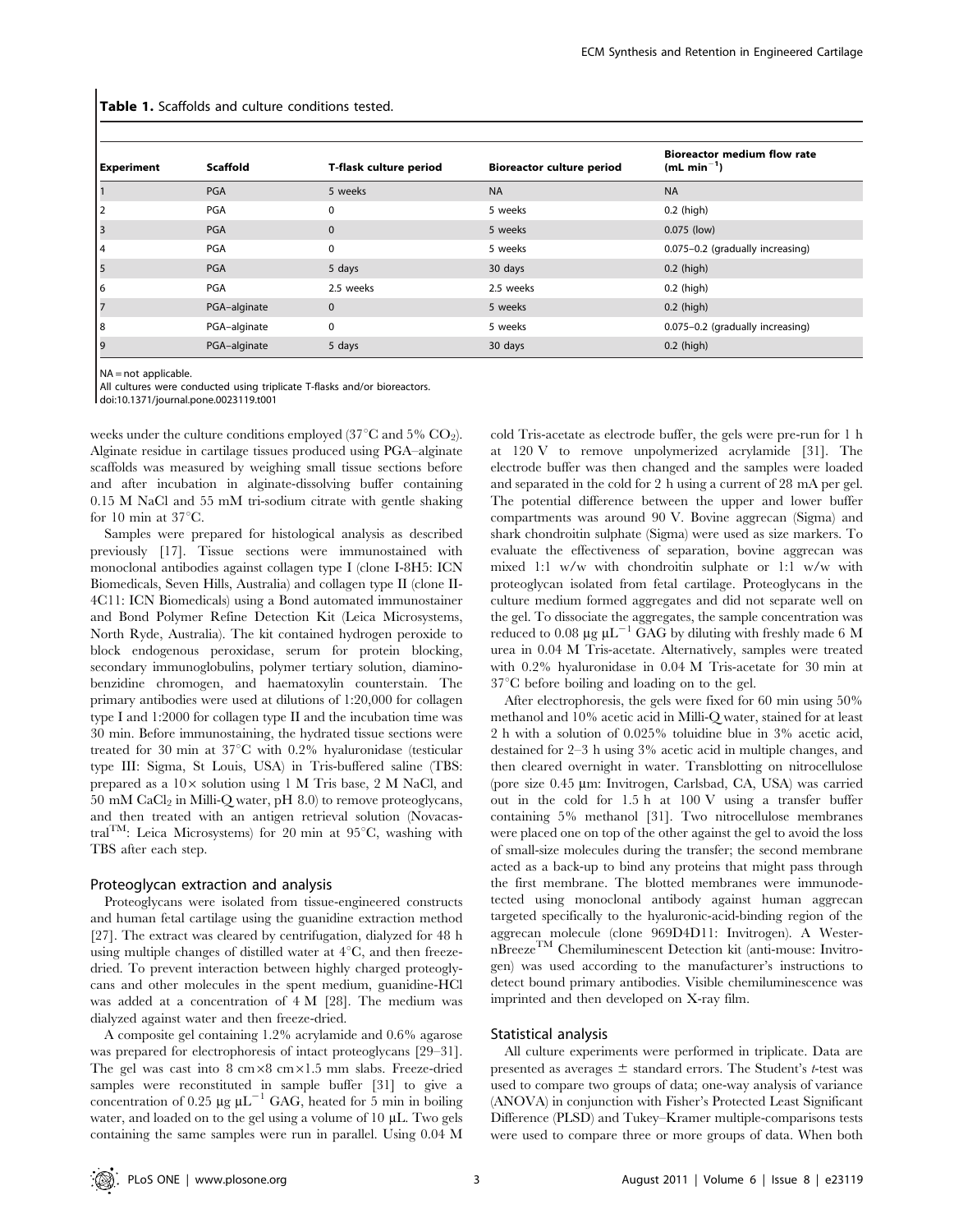**Table 1.** Scaffolds and culture conditions tested.

| Experiment | Scaffold | T-flask culture period | Bioreactor culture period | Bioreactor medium flow rate (mL min$^{-1}$) |
|---|---|---|---|---|
| 1 | PGA | 5 weeks | NA | NA |
| 2 | PGA | 0 | 5 weeks | 0.2 (high) |
| 3 | PGA | 0 | 5 weeks | 0.075 (low) |
| 4 | PGA | 0 | 5 weeks | 0.075–0.2 (gradually increasing) |
| 5 | PGA | 5 days | 30 days | 0.2 (high) |
| 6 | PGA | 2.5 weeks | 2.5 weeks | 0.2 (high) |
| 7 | PGA–alginate | 0 | 5 weeks | 0.2 (high) |
| 8 | PGA–alginate | 0 | 5 weeks | 0.075–0.2 (gradually increasing) |
| 9 | PGA–alginate | 5 days | 30 days | 0.2 (high) |

NA = not applicable.
All cultures were conducted using triplicate T-flasks and/or bioreactors.
doi:10.1371/journal.pone.0023119.t001

weeks under the culture conditions employed (37°C and 5% $CO_2$). Alginate residue in cartilage tissues produced using PGA–alginate scaffolds was measured by weighing small tissue sections before and after incubation in alginate-dissolving buffer containing 0.15 M NaCl and 55 mM tri-sodium citrate with gentle shaking for 10 min at 37°C.

Samples were prepared for histological analysis as described previously [17]. Tissue sections were immunostained with monoclonal antibodies against collagen type I (clone I-8H5: ICN Biomedicals, Seven Hills, Australia) and collagen type II (clone II-4C11: ICN Biomedicals) using a Bond automated immunostainer and Bond Polymer Refine Detection Kit (Leica Microsystems, North Ryde, Australia). The kit contained hydrogen peroxide to block endogenous peroxidase, serum for protein blocking, secondary immunoglobulins, polymer tertiary solution, diaminobenzidine chromogen, and haematoxylin counterstain. The primary antibodies were used at dilutions of 1:20,000 for collagen type I and 1:2000 for collagen type II and the incubation time was 30 min. Before immunostaining, the hydrated tissue sections were treated for 30 min at 37°C with 0.2% hyaluronidase (testicular type III: Sigma, St Louis, USA) in Tris-buffered saline (TBS: prepared as a 10× solution using 1 M Tris base, 2 M NaCl, and 50 mM $CaCl_2$ in Milli-Q water, pH 8.0) to remove proteoglycans, and then treated with an antigen retrieval solution (Novacastra™: Leica Microsystems) for 20 min at 95°C, washing with TBS after each step.

## Proteoglycan extraction and analysis

Proteoglycans were isolated from tissue-engineered constructs and human fetal cartilage using the guanidine extraction method [27]. The extract was cleared by centrifugation, dialyzed for 48 h using multiple changes of distilled water at 4°C, and then freeze-dried. To prevent interaction between highly charged proteoglycans and other molecules in the spent medium, guanidine-HCl was added at a concentration of 4 M [28]. The medium was dialyzed against water and then freeze-dried.

A composite gel containing 1.2% acrylamide and 0.6% agarose was prepared for electrophoresis of intact proteoglycans [29–31]. The gel was cast into 8 cm×8 cm×1.5 mm slabs. Freeze-dried samples were reconstituted in sample buffer [31] to give a concentration of 0.25 μg μL$^{-1}$ GAG, heated for 5 min in boiling water, and loaded on to the gel using a volume of 10 μL. Two gels containing the same samples were run in parallel. Using 0.04 M cold Tris-acetate as electrode buffer, the gels were pre-run for 1 h at 120 V to remove unpolymerized acrylamide [31]. The electrode buffer was then changed and the samples were loaded and separated in the cold for 2 h using a current of 28 mA per gel. The potential difference between the upper and lower buffer compartments was around 90 V. Bovine aggrecan (Sigma) and shark chondroitin sulphate (Sigma) were used as size markers. To evaluate the effectiveness of separation, bovine aggrecan was mixed 1:1 w/w with chondroitin sulphate or 1:1 w/w with proteoglycan isolated from fetal cartilage. Proteoglycans in the culture medium formed aggregates and did not separate well on the gel. To dissociate the aggregates, the sample concentration was reduced to 0.08 μg μL$^{-1}$ GAG by diluting with freshly made 6 M urea in 0.04 M Tris-acetate. Alternatively, samples were treated with 0.2% hyaluronidase in 0.04 M Tris-acetate for 30 min at 37°C before boiling and loading on to the gel.

After electrophoresis, the gels were fixed for 60 min using 50% methanol and 10% acetic acid in Milli-Q water, stained for at least 2 h with a solution of 0.025% toluidine blue in 3% acetic acid, destained for 2–3 h using 3% acetic acid in multiple changes, and then cleared overnight in water. Transblotting on nitrocellulose (pore size 0.45 μm: Invitrogen, Carlsbad, CA, USA) was carried out in the cold for 1.5 h at 100 V using a transfer buffer containing 5% methanol [31]. Two nitrocellulose membranes were placed one on top of the other against the gel to avoid the loss of small-size molecules during the transfer; the second membrane acted as a back-up to bind any proteins that might pass through the first membrane. The blotted membranes were immunodetected using monoclonal antibody against human aggrecan targeted specifically to the hyaluronic-acid-binding region of the aggrecan molecule (clone 969D4D11: Invitrogen). A WesternBreeze™ Chemiluminescent Detection kit (anti-mouse: Invitrogen) was used according to the manufacturer's instructions to detect bound primary antibodies. Visible chemiluminescence was imprinted and then developed on X-ray film.

## Statistical analysis

All culture experiments were performed in triplicate. Data are presented as averages ± standard errors. The Student's *t*-test was used to compare two groups of data; one-way analysis of variance (ANOVA) in conjunction with Fisher's Protected Least Significant Difference (PLSD) and Tukey–Kramer multiple-comparisons tests were used to compare three or more groups of data. When both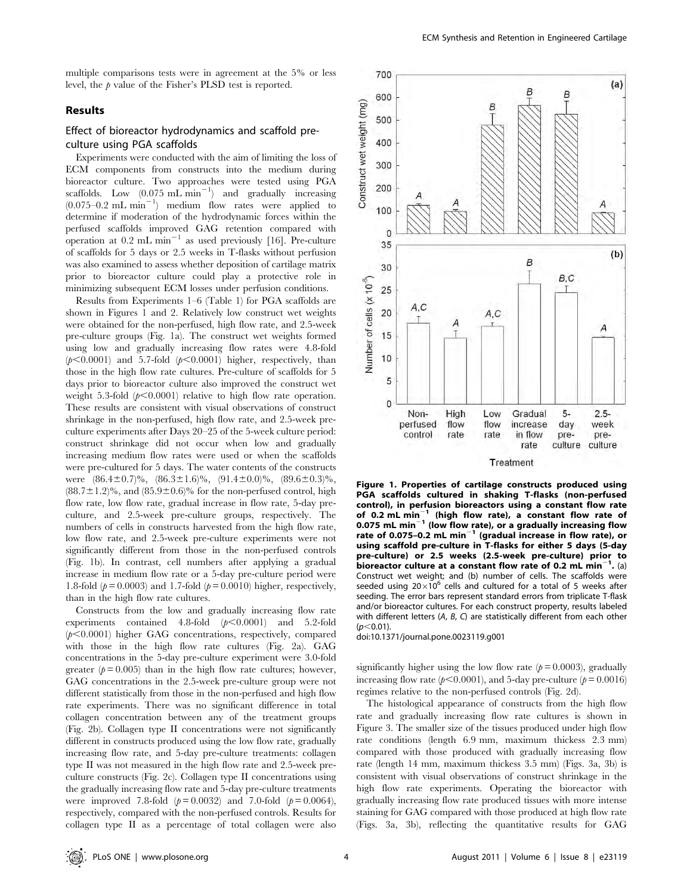multiple comparisons tests were in agreement at the 5% or less level, the $p$ value of the Fisher's PLSD test is reported.

## Results

### Effect of bioreactor hydrodynamics and scaffold pre-culture using PGA scaffolds

Experiments were conducted with the aim of limiting the loss of ECM components from constructs into the medium during bioreactor culture. Two approaches were tested using PGA scaffolds. Low (0.075 mL $min^{-1}$) and gradually increasing (0.075–0.2 mL $min^{-1}$) medium flow rates were applied to determine if moderation of the hydrodynamic forces within the perfused scaffolds improved GAG retention compared with operation at 0.2 mL $min^{-1}$ as used previously [16]. Pre-culture of scaffolds for 5 days or 2.5 weeks in T-flasks without perfusion was also examined to assess whether deposition of cartilage matrix prior to bioreactor culture could play a protective role in minimizing subsequent ECM losses under perfusion conditions.

Results from Experiments 1–6 (Table 1) for PGA scaffolds are shown in Figures 1 and 2. Relatively low construct wet weights were obtained for the non-perfused, high flow rate, and 2.5-week pre-culture groups (Fig. 1a). The construct wet weights formed using low and gradually increasing flow rates were 4.8-fold ($p<0.0001$) and 5.7-fold ($p<0.0001$) higher, respectively, than those in the high flow rate cultures. Pre-culture of scaffolds for 5 days prior to bioreactor culture also improved the construct wet weight 5.3-fold ($p<0.0001$) relative to high flow rate operation. These results are consistent with visual observations of construct shrinkage in the non-perfused, high flow rate, and 2.5-week pre-culture experiments after Days 20–25 of the 5-week culture period: construct shrinkage did not occur when low and gradually increasing medium flow rates were used or when the scaffolds were pre-cultured for 5 days. The water contents of the constructs were (86.4±0.7)%, (86.3±1.6)%, (91.4±0.0)%, (89.6±0.3)%, (88.7±1.2)%, and (85.9±0.6)% for the non-perfused control, high flow rate, low flow rate, gradual increase in flow rate, 5-day pre-culture, and 2.5-week pre-culture groups, respectively. The numbers of cells in constructs harvested from the high flow rate, low flow rate, and 2.5-week pre-culture experiments were not significantly different from those in the non-perfused controls (Fig. 1b). In contrast, cell numbers after applying a gradual increase in medium flow rate or a 5-day pre-culture period were 1.8-fold ($p = 0.0003$) and 1.7-fold ($p = 0.0010$) higher, respectively, than in the high flow rate cultures.

Constructs from the low and gradually increasing flow rate experiments contained 4.8-fold ($p<0.0001$) and 5.2-fold ($p<0.0001$) higher GAG concentrations, respectively, compared with those in the high flow rate cultures (Fig. 2a). GAG concentrations in the 5-day pre-culture experiment were 3.0-fold greater ($p = 0.005$) than in the high flow rate cultures; however, GAG concentrations in the 2.5-week pre-culture group were not different statistically from those in the non-perfused and high flow rate experiments. There was no significant difference in total collagen concentration between any of the treatment groups (Fig. 2b). Collagen type II concentrations were not significantly different in constructs produced using the low flow rate, gradually increasing flow rate, and 5-day pre-culture treatments: collagen type II was not measured in the high flow rate and 2.5-week pre-culture constructs (Fig. 2c). Collagen type II concentrations using the gradually increasing flow rate and 5-day pre-culture treatments were improved 7.8-fold ($p = 0.0032$) and 7.0-fold ($p = 0.0064$), respectively, compared with the non-perfused controls. Results for collagen type II as a percentage of total collagen were also significantly higher using the low flow rate ($p = 0.0003$), gradually increasing flow rate ($p<0.0001$), and 5-day pre-culture ($p = 0.0016$) regimes relative to the non-perfused controls (Fig. 2d).

The histological appearance of constructs from the high flow rate and gradually increasing flow rate cultures is shown in Figure 3. The smaller size of the tissues produced under high flow rate conditions (length 6.9 mm, maximum thickess 2.3 mm) compared with those produced with gradually increasing flow rate (length 14 mm, maximum thickess 3.5 mm) (Figs. 3a, 3b) is consistent with visual observations of construct shrinkage in the high flow rate experiments. Operating the bioreactor with gradually increasing flow rate produced tissues with more intense staining for GAG compared with those produced at high flow rate (Figs. 3a, 3b), reflecting the quantitative results for GAG

**Figure 1. Properties of cartilage constructs produced using PGA scaffolds cultured in shaking T-flasks (non-perfused control), in perfusion bioreactors using a constant flow rate of 0.2 mL $min^{-1}$ (high flow rate), a constant flow rate of 0.075 mL $min^{-1}$ (low flow rate), or a gradually increasing flow rate of 0.075–0.2 mL $min^{-1}$ (gradual increase in flow rate), or using scaffold pre-culture in T-flasks for either 5 days (5-day pre-culture) or 2.5 weeks (2.5-week pre-culture) prior to bioreactor culture at a constant flow rate of 0.2 mL $min^{-1}$.** (a) Construct wet weight; and (b) number of cells. The scaffolds were seeded using $20\times10^{6}$ cells and cultured for a total of 5 weeks after seeding. The error bars represent standard errors from triplicate T-flask and/or bioreactor cultures. For each construct property, results labeled with different letters (*A*, *B*, *C*) are statistically different from each other ($p<0.01$).
doi:10.1371/journal.pone.0023119.g001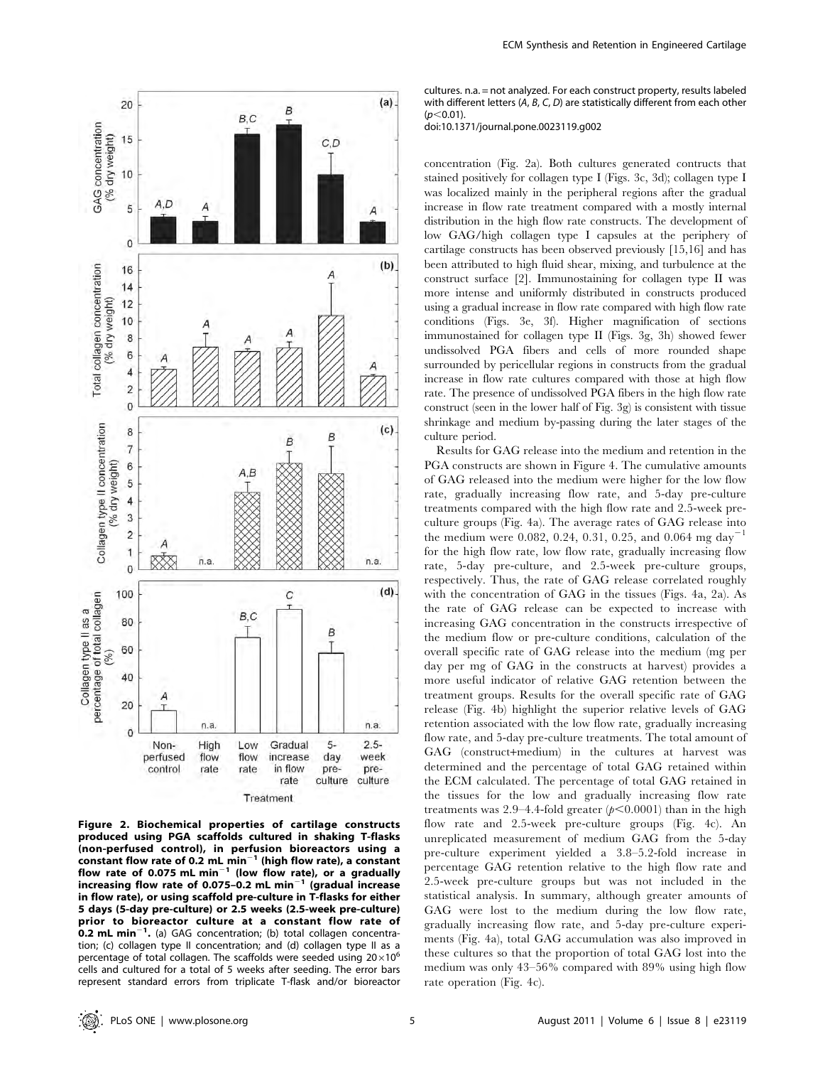**Figure 2. Biochemical properties of cartilage constructs produced using PGA scaffolds cultured in shaking T-flasks (non-perfused control), in perfusion bioreactors using a constant flow rate of 0.2 mL min$^{-1}$ (high flow rate), a constant flow rate of 0.075 mL min$^{-1}$ (low flow rate), or a gradually increasing flow rate of 0.075–0.2 mL min$^{-1}$ (gradual increase in flow rate), or using scaffold pre-culture in T-flasks for either 5 days (5-day pre-culture) or 2.5 weeks (2.5-week pre-culture) prior to bioreactor culture at a constant flow rate of 0.2 mL min$^{-1}$.** (a) GAG concentration; (b) total collagen concentration; (c) collagen type II concentration; and (d) collagen type II as a percentage of total collagen. The scaffolds were seeded using $20 \times 10^6$ cells and cultured for a total of 5 weeks after seeding. The error bars represent standard errors from triplicate T-flask and/or bioreactor cultures. n.a. = not analyzed. For each construct property, results labeled with different letters (*A*, *B*, *C*, *D*) are statistically different from each other ($p<0.01$).
doi:10.1371/journal.pone.0023119.g002

concentration (Fig. 2a). Both cultures generated contructs that stained positively for collagen type I (Figs. 3c, 3d); collagen type I was localized mainly in the peripheral regions after the gradual increase in flow rate treatment compared with a mostly internal distribution in the high flow rate constructs. The development of low GAG/high collagen type I capsules at the periphery of cartilage constructs has been observed previously [15,16] and has been attributed to high fluid shear, mixing, and turbulence at the construct surface [2]. Immunostaining for collagen type II was more intense and uniformly distributed in constructs produced using a gradual increase in flow rate compared with high flow rate conditions (Figs. 3e, 3f). Higher magnification of sections immunostained for collagen type II (Figs. 3g, 3h) showed fewer undissolved PGA fibers and cells of more rounded shape surrounded by pericellular regions in constructs from the gradual increase in flow rate cultures compared with those at high flow rate. The presence of undissolved PGA fibers in the high flow rate construct (seen in the lower half of Fig. 3g) is consistent with tissue shrinkage and medium by-passing during the later stages of the culture period.

Results for GAG release into the medium and retention in the PGA constructs are shown in Figure 4. The cumulative amounts of GAG released into the medium were higher for the low flow rate, gradually increasing flow rate, and 5-day pre-culture treatments compared with the high flow rate and 2.5-week pre-culture groups (Fig. 4a). The average rates of GAG release into the medium were 0.082, 0.24, 0.31, 0.25, and 0.064 mg day$^{-1}$ for the high flow rate, low flow rate, gradually increasing flow rate, 5-day pre-culture, and 2.5-week pre-culture groups, respectively. Thus, the rate of GAG release correlated roughly with the concentration of GAG in the tissues (Figs. 4a, 2a). As the rate of GAG release can be expected to increase with increasing GAG concentration in the constructs irrespective of the medium flow or pre-culture conditions, calculation of the overall specific rate of GAG release into the medium (mg per day per mg of GAG in the constructs at harvest) provides a more useful indicator of relative GAG retention between the treatment groups. Results for the overall specific rate of GAG release (Fig. 4b) highlight the superior relative levels of GAG retention associated with the low flow rate, gradually increasing flow rate, and 5-day pre-culture treatments. The total amount of GAG (construct+medium) in the cultures at harvest was determined and the percentage of total GAG retained within the ECM calculated. The percentage of total GAG retained in the tissues for the low and gradually increasing flow rate treatments was 2.9–4.4-fold greater ($p<0.0001$) than in the high flow rate and 2.5-week pre-culture groups (Fig. 4c). An unreplicated measurement of medium GAG from the 5-day pre-culture experiment yielded a 3.8–5.2-fold increase in percentage GAG retention relative to the high flow rate and 2.5-week pre-culture groups but was not included in the statistical analysis. In summary, although greater amounts of GAG were lost to the medium during the low flow rate, gradually increasing flow rate, and 5-day pre-culture experiments (Fig. 4a), total GAG accumulation was also improved in these cultures so that the proportion of total GAG lost into the medium was only 43–56% compared with 89% using high flow rate operation (Fig. 4c).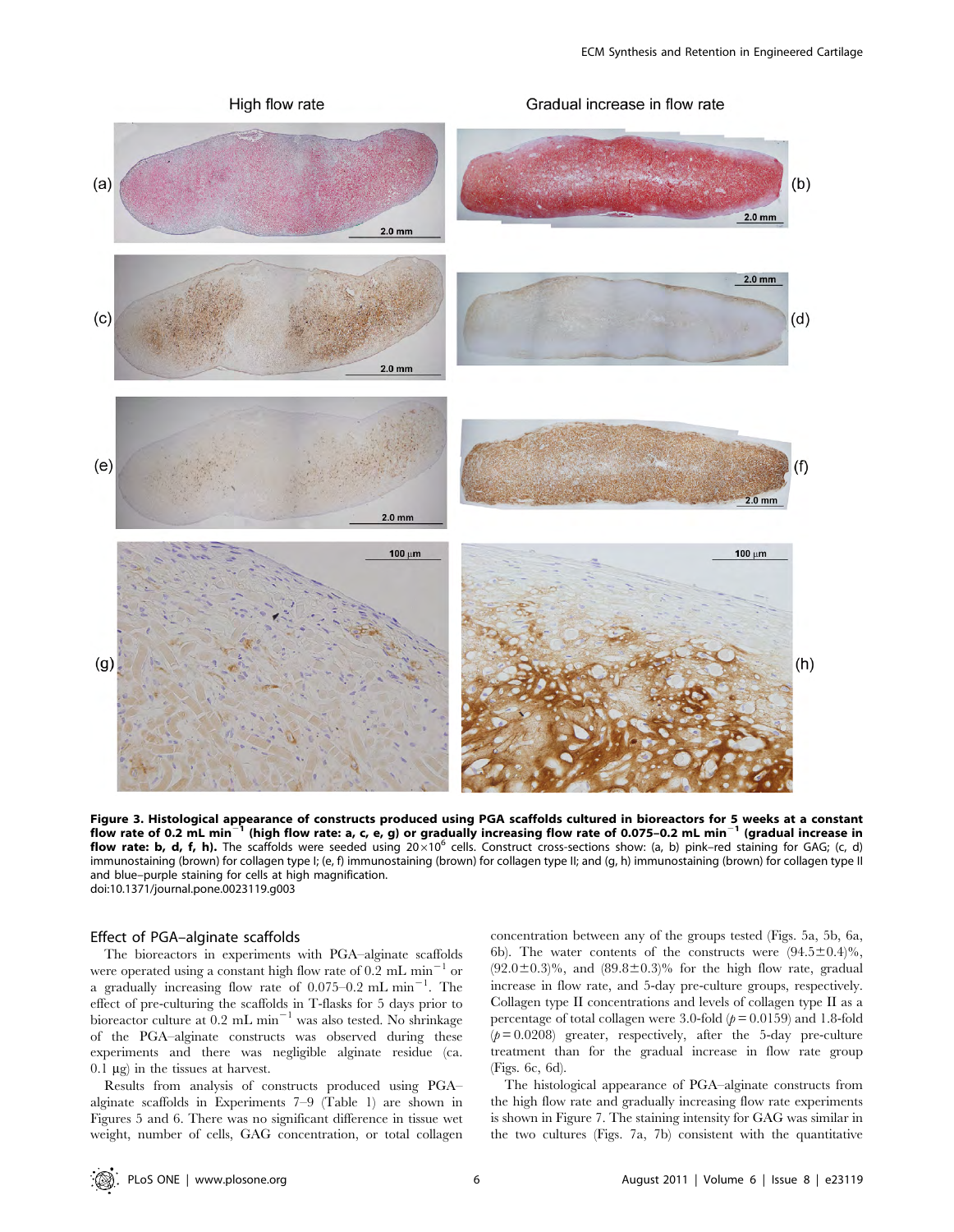High flow rate

Gradual increase in flow rate

**Figure 3. Histological appearance of constructs produced using PGA scaffolds cultured in bioreactors for 5 weeks at a constant flow rate of 0.2 mL min$^{-1}$ (high flow rate: a, c, e, g) or gradually increasing flow rate of 0.075–0.2 mL min$^{-1}$ (gradual increase in flow rate: b, d, f, h).** The scaffolds were seeded using $20\times10^6$ cells. Construct cross-sections show: (a, b) pink–red staining for GAG; (c, d) immunostaining (brown) for collagen type I; (e, f) immunostaining (brown) for collagen type II; and (g, h) immunostaining (brown) for collagen type II and blue–purple staining for cells at high magnification.
doi:10.1371/journal.pone.0023119.g003

### Effect of PGA–alginate scaffolds

The bioreactors in experiments with PGA–alginate scaffolds were operated using a constant high flow rate of 0.2 mL min$^{-1}$ or a gradually increasing flow rate of 0.075–0.2 mL min$^{-1}$. The effect of pre-culturing the scaffolds in T-flasks for 5 days prior to bioreactor culture at 0.2 mL min$^{-1}$ was also tested. No shrinkage of the PGA–alginate constructs was observed during these experiments and there was negligible alginate residue (ca. 0.1 µg) in the tissues at harvest.

Results from analysis of constructs produced using PGA–alginate scaffolds in Experiments 7–9 (Table 1) are shown in Figures 5 and 6. There was no significant difference in tissue wet weight, number of cells, GAG concentration, or total collagen concentration between any of the groups tested (Figs. 5a, 5b, 6a, 6b). The water contents of the constructs were (94.5±0.4)%, (92.0±0.3)%, and (89.8±0.3)% for the high flow rate, gradual increase in flow rate, and 5-day pre-culture groups, respectively. Collagen type II concentrations and levels of collagen type II as a percentage of total collagen were 3.0-fold ($p = 0.0159$) and 1.8-fold ($p = 0.0208$) greater, respectively, after the 5-day pre-culture treatment than for the gradual increase in flow rate group (Figs. 6c, 6d).

The histological appearance of PGA–alginate constructs from the high flow rate and gradually increasing flow rate experiments is shown in Figure 7. The staining intensity for GAG was similar in the two cultures (Figs. 7a, 7b) consistent with the quantitative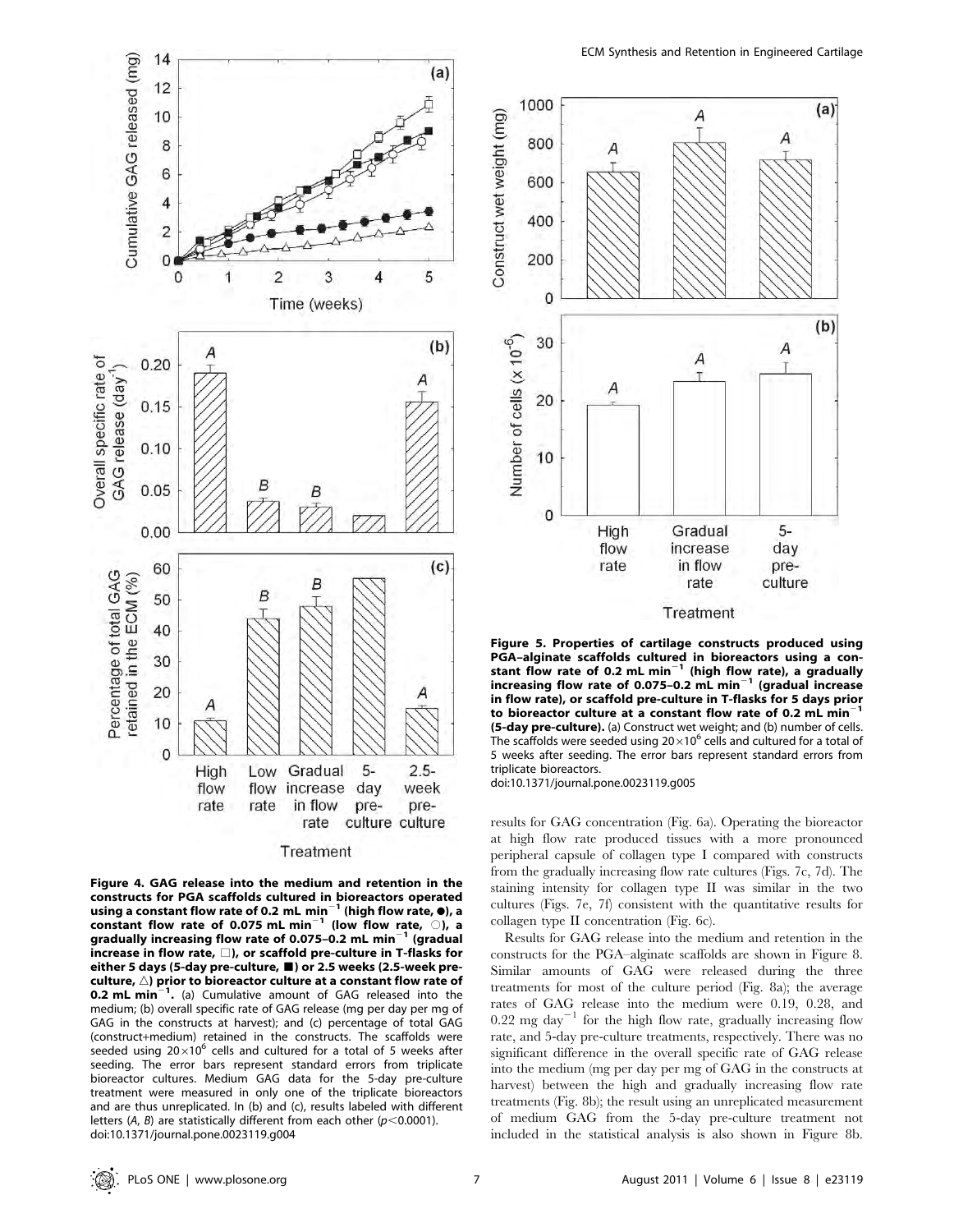**Figure 4. GAG release into the medium and retention in the constructs for PGA scaffolds cultured in bioreactors operated using a constant flow rate of 0.2 mL min$^{-1}$ (high flow rate, ●), a constant flow rate of 0.075 mL min$^{-1}$ (low flow rate, ○), a gradually increasing flow rate of 0.075–0.2 mL min$^{-1}$ (gradual increase in flow rate, □), or scaffold pre-culture in T-flasks for either 5 days (5-day pre-culture, ■) or 2.5 weeks (2.5-week pre-culture, △) prior to bioreactor culture at a constant flow rate of 0.2 mL min$^{-1}$.** (a) Cumulative amount of GAG released into the medium; (b) overall specific rate of GAG release (mg per day per mg of GAG in the constructs at harvest); and (c) percentage of total GAG (construct+medium) retained in the constructs. The scaffolds were seeded using $20\times10^6$ cells and cultured for a total of 5 weeks after seeding. The error bars represent standard errors from triplicate bioreactor cultures. Medium GAG data for the 5-day pre-culture treatment were measured in only one of the triplicate bioreactors and are thus unreplicated. In (b) and (c), results labeled with different letters (*A*, *B*) are statistically different from each other ($p<0.0001$).
doi:10.1371/journal.pone.0023119.g004

**Figure 5. Properties of cartilage constructs produced using PGA–alginate scaffolds cultured in bioreactors using a constant flow rate of 0.2 mL min$^{-1}$ (high flow rate), a gradually increasing flow rate of 0.075–0.2 mL min$^{-1}$ (gradual increase in flow rate), or scaffold pre-culture in T-flasks for 5 days prior to bioreactor culture at a constant flow rate of 0.2 mL min$^{-1}$ (5-day pre-culture).** (a) Construct wet weight; and (b) number of cells. The scaffolds were seeded using $20\times10^6$ cells and cultured for a total of 5 weeks after seeding. The error bars represent standard errors from triplicate bioreactors.
doi:10.1371/journal.pone.0023119.g005

results for GAG concentration (Fig. 6a). Operating the bioreactor at high flow rate produced tissues with a more pronounced peripheral capsule of collagen type I compared with constructs from the gradually increasing flow rate cultures (Figs. 7c, 7d). The staining intensity for collagen type II was similar in the two cultures (Figs. 7e, 7f) consistent with the quantitative results for collagen type II concentration (Fig. 6c).

Results for GAG release into the medium and retention in the constructs for the PGA–alginate scaffolds are shown in Figure 8. Similar amounts of GAG were released during the three treatments for most of the culture period (Fig. 8a); the average rates of GAG release into the medium were 0.19, 0.28, and 0.22 mg day$^{-1}$ for the high flow rate, gradually increasing flow rate, and 5-day pre-culture treatments, respectively. There was no significant difference in the overall specific rate of GAG release into the medium (mg per day per mg of GAG in the constructs at harvest) between the high and gradually increasing flow rate treatments (Fig. 8b); the result using an unreplicated measurement of medium GAG from the 5-day pre-culture treatment not included in the statistical analysis is also shown in Figure 8b.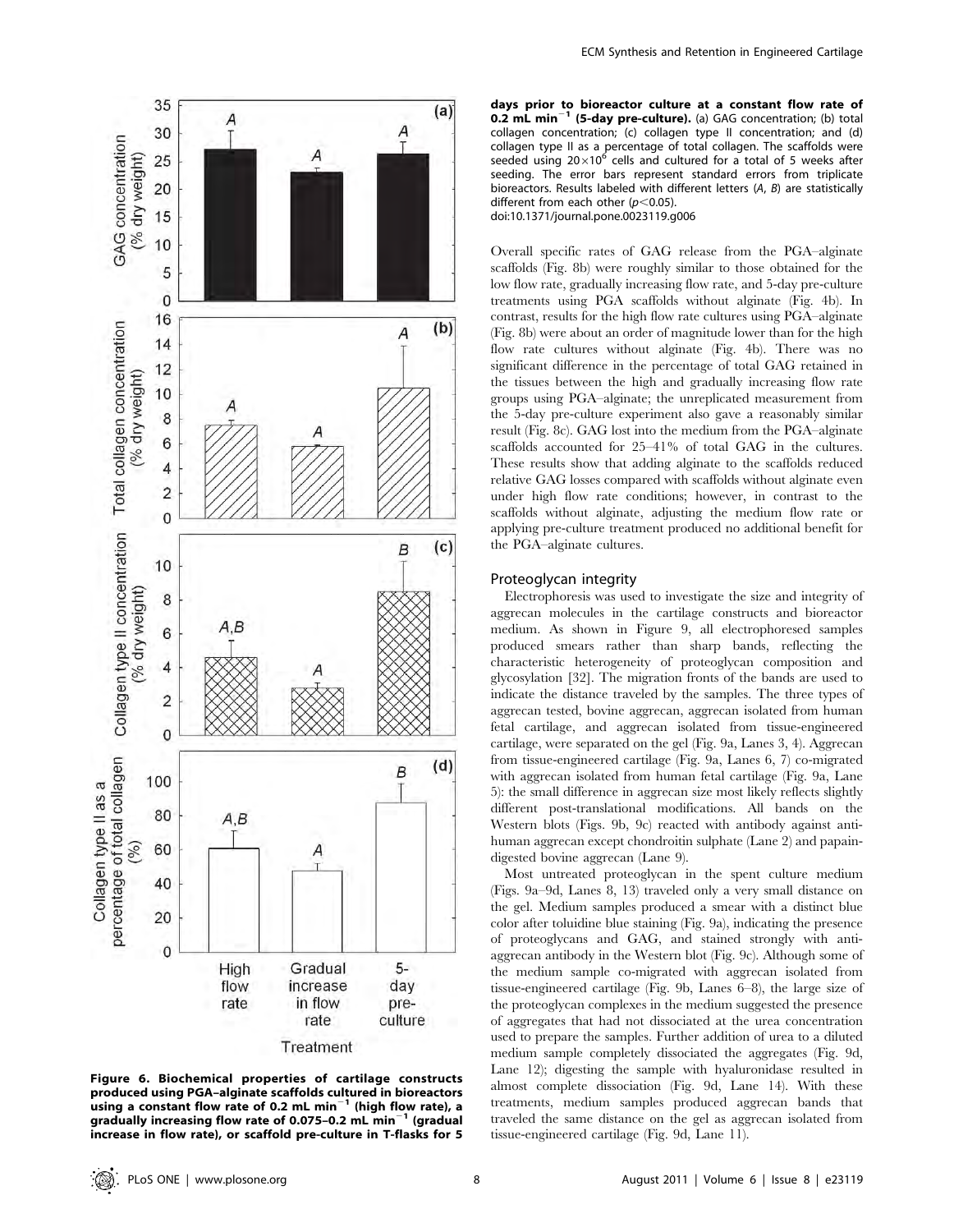**Figure 6. Biochemical properties of cartilage constructs produced using PGA–alginate scaffolds cultured in bioreactors using a constant flow rate of 0.2 mL min$^{-1}$ (high flow rate), a gradually increasing flow rate of 0.075–0.2 mL min$^{-1}$ (gradual increase in flow rate), or scaffold pre-culture in T-flasks for 5 days prior to bioreactor culture at a constant flow rate of 0.2 mL min$^{-1}$ (5-day pre-culture).** (a) GAG concentration; (b) total collagen concentration; (c) collagen type II concentration; and (d) collagen type II as a percentage of total collagen. The scaffolds were seeded using $20\times10^6$ cells and cultured for a total of 5 weeks after seeding. The error bars represent standard errors from triplicate bioreactors. Results labeled with different letters (*A*, *B*) are statistically different from each other ($p<0.05$).
doi:10.1371/journal.pone.0023119.g006

Overall specific rates of GAG release from the PGA–alginate scaffolds (Fig. 8b) were roughly similar to those obtained for the low flow rate, gradually increasing flow rate, and 5-day pre-culture treatments using PGA scaffolds without alginate (Fig. 4b). In contrast, results for the high flow rate cultures using PGA–alginate (Fig. 8b) were about an order of magnitude lower than for the high flow rate cultures without alginate (Fig. 4b). There was no significant difference in the percentage of total GAG retained in the tissues between the high and gradually increasing flow rate groups using PGA–alginate; the unreplicated measurement from the 5-day pre-culture experiment also gave a reasonably similar result (Fig. 8c). GAG lost into the medium from the PGA–alginate scaffolds accounted for 25–41% of total GAG in the cultures. These results show that adding alginate to the scaffolds reduced relative GAG losses compared with scaffolds without alginate even under high flow rate conditions; however, in contrast to the scaffolds without alginate, adjusting the medium flow rate or applying pre-culture treatment produced no additional benefit for the PGA–alginate cultures.

## Proteoglycan integrity

Electrophoresis was used to investigate the size and integrity of aggrecan molecules in the cartilage constructs and bioreactor medium. As shown in Figure 9, all electrophoresed samples produced smears rather than sharp bands, reflecting the characteristic heterogeneity of proteoglycan composition and glycosylation [32]. The migration fronts of the bands are used to indicate the distance traveled by the samples. The three types of aggrecan tested, bovine aggrecan, aggrecan isolated from human fetal cartilage, and aggrecan isolated from tissue-engineered cartilage, were separated on the gel (Fig. 9a, Lanes 3, 4). Aggrecan from tissue-engineered cartilage (Fig. 9a, Lanes 6, 7) co-migrated with aggrecan isolated from human fetal cartilage (Fig. 9a, Lane 5): the small difference in aggrecan size most likely reflects slightly different post-translational modifications. All bands on the Western blots (Figs. 9b, 9c) reacted with antibody against anti-human aggrecan except chondroitin sulphate (Lane 2) and papain-digested bovine aggrecan (Lane 9).

Most untreated proteoglycan in the spent culture medium (Figs. 9a–9d, Lanes 8, 13) traveled only a very small distance on the gel. Medium samples produced a smear with a distinct blue color after toluidine blue staining (Fig. 9a), indicating the presence of proteoglycans and GAG, and stained strongly with anti-aggrecan antibody in the Western blot (Fig. 9c). Although some of the medium sample co-migrated with aggrecan isolated from tissue-engineered cartilage (Fig. 9b, Lanes 6–8), the large size of the proteoglycan complexes in the medium suggested the presence of aggregates that had not dissociated at the urea concentration used to prepare the samples. Further addition of urea to a diluted medium sample completely dissociated the aggregates (Fig. 9d, Lane 12); digesting the sample with hyaluronidase resulted in almost complete dissociation (Fig. 9d, Lane 14). With these treatments, medium samples produced aggrecan bands that traveled the same distance on the gel as aggrecan isolated from tissue-engineered cartilage (Fig. 9d, Lane 11).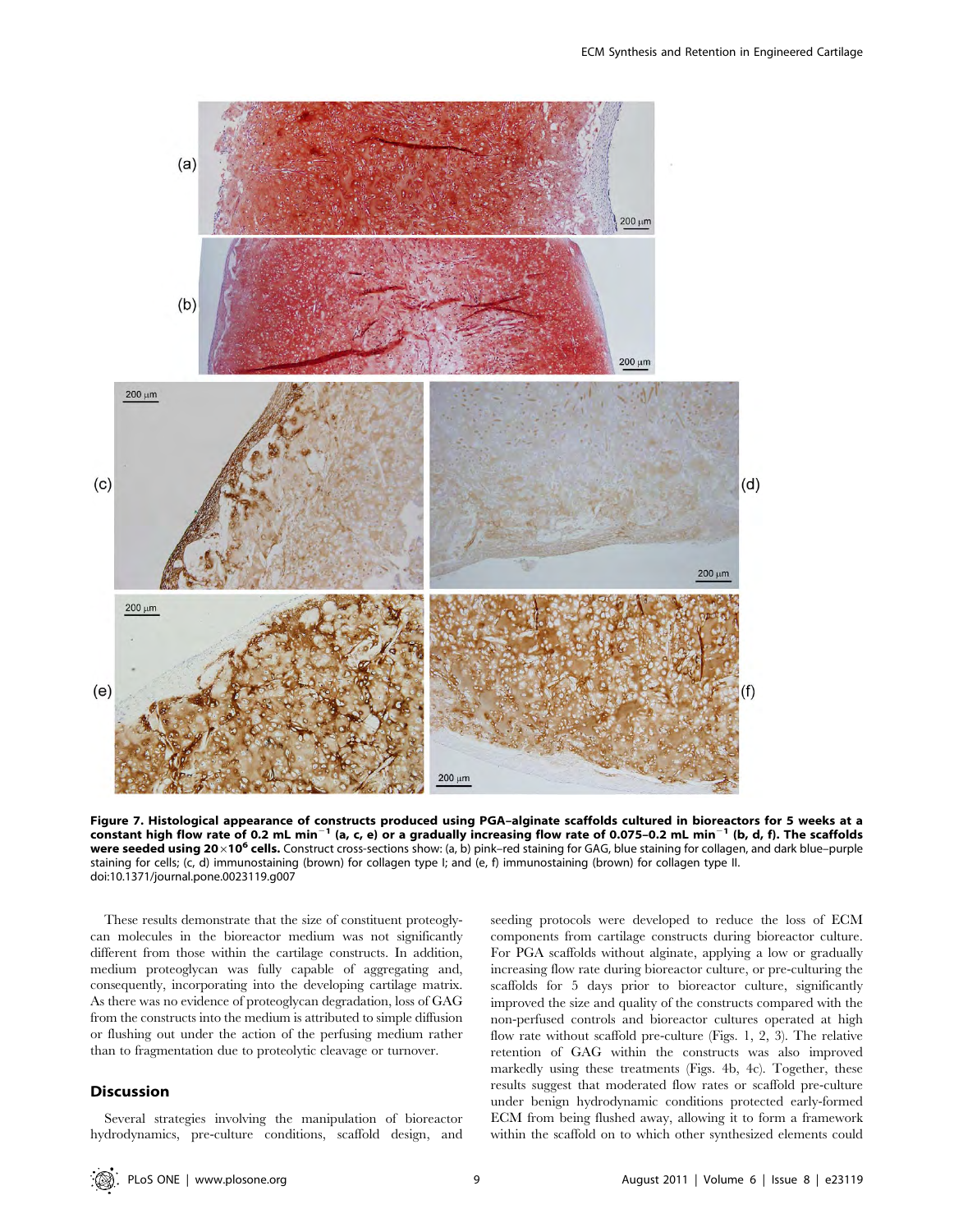**Figure 7. Histological appearance of constructs produced using PGA–alginate scaffolds cultured in bioreactors for 5 weeks at a constant high flow rate of 0.2 mL min$^{-1}$ (a, c, e) or a gradually increasing flow rate of 0.075–0.2 mL min$^{-1}$ (b, d, f). The scaffolds were seeded using 20×10$^{6}$ cells.** Construct cross-sections show: (a, b) pink–red staining for GAG, blue staining for collagen, and dark blue–purple staining for cells; (c, d) immunostaining (brown) for collagen type I; and (e, f) immunostaining (brown) for collagen type II.
doi:10.1371/journal.pone.0023119.g007

These results demonstrate that the size of constituent proteoglycan molecules in the bioreactor medium was not significantly different from those within the cartilage constructs. In addition, medium proteoglycan was fully capable of aggregating and, consequently, incorporating into the developing cartilage matrix. As there was no evidence of proteoglycan degradation, loss of GAG from the constructs into the medium is attributed to simple diffusion or flushing out under the action of the perfusing medium rather than to fragmentation due to proteolytic cleavage or turnover.

## Discussion

Several strategies involving the manipulation of bioreactor hydrodynamics, pre-culture conditions, scaffold design, and seeding protocols were developed to reduce the loss of ECM components from cartilage constructs during bioreactor culture. For PGA scaffolds without alginate, applying a low or gradually increasing flow rate during bioreactor culture, or pre-culturing the scaffolds for 5 days prior to bioreactor culture, significantly improved the size and quality of the constructs compared with the non-perfused controls and bioreactor cultures operated at high flow rate without scaffold pre-culture (Figs. 1, 2, 3). The relative retention of GAG within the constructs was also improved markedly using these treatments (Figs. 4b, 4c). Together, these results suggest that moderated flow rates or scaffold pre-culture under benign hydrodynamic conditions protected early-formed ECM from being flushed away, allowing it to form a framework within the scaffold on to which other synthesized elements could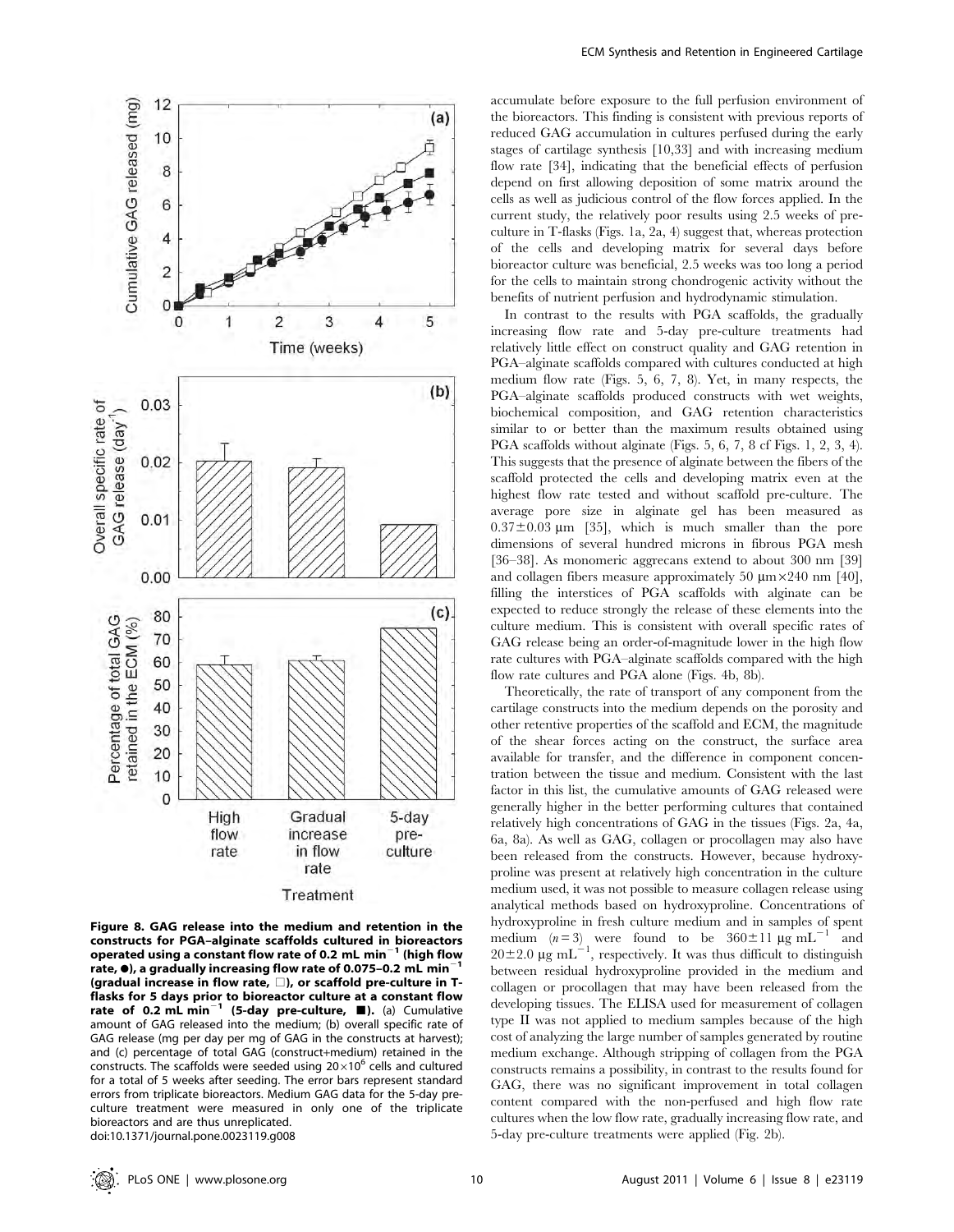**Figure 8. GAG release into the medium and retention in the constructs for PGA–alginate scaffolds cultured in bioreactors operated using a constant flow rate of 0.2 mL min$^{-1}$ (high flow rate, ●), a gradually increasing flow rate of 0.075–0.2 mL min$^{-1}$ (gradual increase in flow rate, □), or scaffold pre-culture in T-flasks for 5 days prior to bioreactor culture at a constant flow rate of 0.2 mL min$^{-1}$ (5-day pre-culture, ■).** (a) Cumulative amount of GAG released into the medium; (b) overall specific rate of GAG release (mg per day per mg of GAG in the constructs at harvest); and (c) percentage of total GAG (construct+medium) retained in the constructs. The scaffolds were seeded using $20\times10^{6}$ cells and cultured for a total of 5 weeks after seeding. The error bars represent standard errors from triplicate bioreactors. Medium GAG data for the 5-day pre-culture treatment were measured in only one of the triplicate bioreactors and are thus unreplicated.
doi:10.1371/journal.pone.0023119.g008

accumulate before exposure to the full perfusion environment of the bioreactors. This finding is consistent with previous reports of reduced GAG accumulation in cultures perfused during the early stages of cartilage synthesis [10,33] and with increasing medium flow rate [34], indicating that the beneficial effects of perfusion depend on first allowing deposition of some matrix around the cells as well as judicious control of the flow forces applied. In the current study, the relatively poor results using 2.5 weeks of pre-culture in T-flasks (Figs. 1a, 2a, 4) suggest that, whereas protection of the cells and developing matrix for several days before bioreactor culture was beneficial, 2.5 weeks was too long a period for the cells to maintain strong chondrogenic activity without the benefits of nutrient perfusion and hydrodynamic stimulation.

In contrast to the results with PGA scaffolds, the gradually increasing flow rate and 5-day pre-culture treatments had relatively little effect on construct quality and GAG retention in PGA–alginate scaffolds compared with cultures conducted at high medium flow rate (Figs. 5, 6, 7, 8). Yet, in many respects, the PGA–alginate scaffolds produced constructs with wet weights, biochemical composition, and GAG retention characteristics similar to or better than the maximum results obtained using PGA scaffolds without alginate (Figs. 5, 6, 7, 8 cf Figs. 1, 2, 3, 4). This suggests that the presence of alginate between the fibers of the scaffold protected the cells and developing matrix even at the highest flow rate tested and without scaffold pre-culture. The average pore size in alginate gel has been measured as $0.37\pm0.03$ µm [35], which is much smaller than the pore dimensions of several hundred microns in fibrous PGA mesh [36–38]. As monomeric aggrecans extend to about 300 nm [39] and collagen fibers measure approximately 50 µm×240 nm [40], filling the interstices of PGA scaffolds with alginate can be expected to reduce strongly the release of these elements into the culture medium. This is consistent with overall specific rates of GAG release being an order-of-magnitude lower in the high flow rate cultures with PGA–alginate scaffolds compared with the high flow rate cultures and PGA alone (Figs. 4b, 8b).

Theoretically, the rate of transport of any component from the cartilage constructs into the medium depends on the porosity and other retentive properties of the scaffold and ECM, the magnitude of the shear forces acting on the construct, the surface area available for transfer, and the difference in component concentration between the tissue and medium. Consistent with the last factor in this list, the cumulative amounts of GAG released were generally higher in the better performing cultures that contained relatively high concentrations of GAG in the tissues (Figs. 2a, 4a, 6a, 8a). As well as GAG, collagen or procollagen may also have been released from the constructs. However, because hydroxyproline was present at relatively high concentration in the culture medium used, it was not possible to measure collagen release using analytical methods based on hydroxyproline. Concentrations of hydroxyproline in fresh culture medium and in samples of spent medium ($n=3$) were found to be $360\pm11$ µg mL$^{-1}$ and $20\pm2.0$ µg mL$^{-1}$, respectively. It was thus difficult to distinguish between residual hydroxyproline provided in the medium and collagen or procollagen that may have been released from the developing tissues. The ELISA used for measurement of collagen type II was not applied to medium samples because of the high cost of analyzing the large number of samples generated by routine medium exchange. Although stripping of collagen from the PGA constructs remains a possibility, in contrast to the results found for GAG, there was no significant improvement in total collagen content compared with the non-perfused and high flow rate cultures when the low flow rate, gradually increasing flow rate, and 5-day pre-culture treatments were applied (Fig. 2b).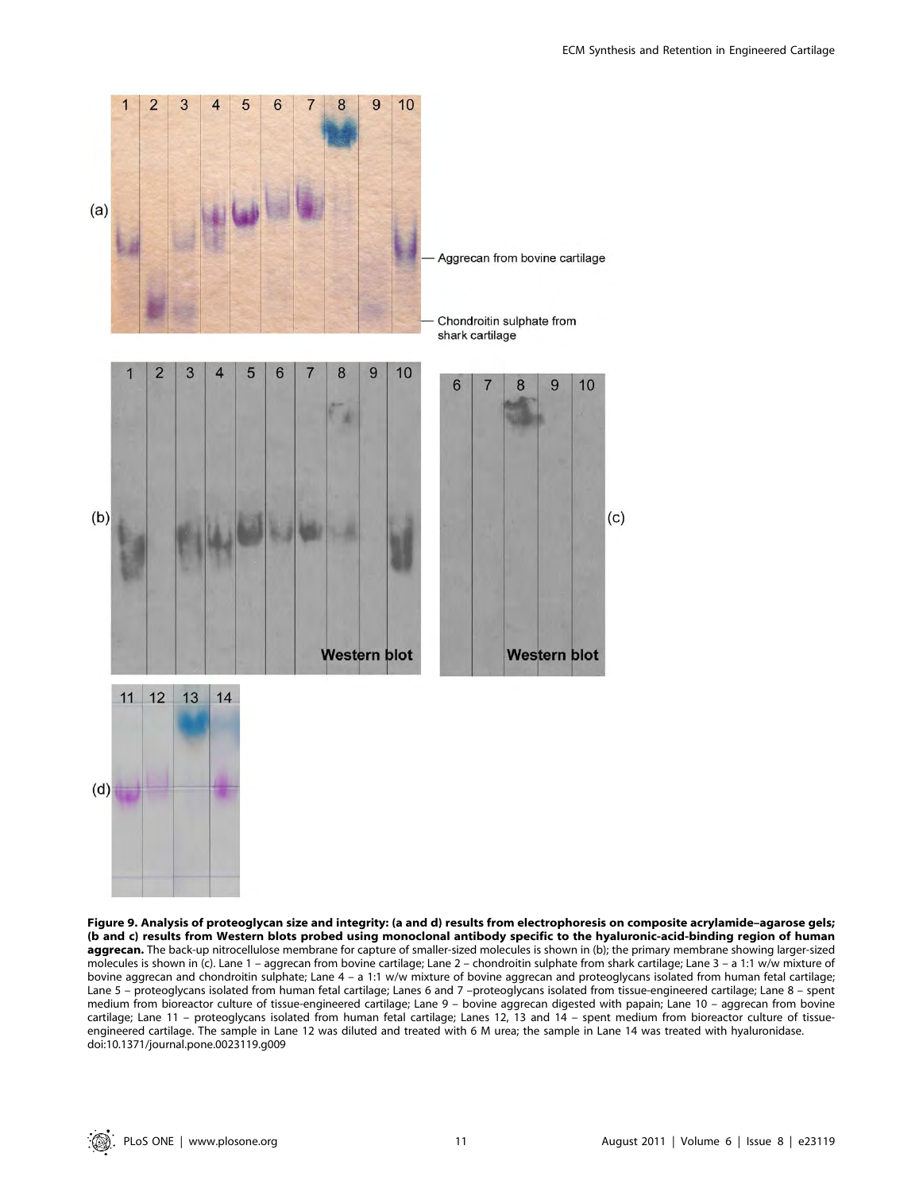**Figure 9. Analysis of proteoglycan size and integrity: (a and d) results from electrophoresis on composite acrylamide–agarose gels; (b and c) results from Western blots probed using monoclonal antibody specific to the hyaluronic-acid-binding region of human aggrecan.** The back-up nitrocellulose membrane for capture of smaller-sized molecules is shown in (b); the primary membrane showing larger-sized molecules is shown in (c). Lane 1 – aggrecan from bovine cartilage; Lane 2 – chondroitin sulphate from shark cartilage; Lane 3 – a 1:1 w/w mixture of bovine aggrecan and chondroitin sulphate; Lane 4 – a 1:1 w/w mixture of bovine aggrecan and proteoglycans isolated from human fetal cartilage; Lane 5 – proteoglycans isolated from human fetal cartilage; Lanes 6 and 7 –proteoglycans isolated from tissue-engineered cartilage; Lane 8 – spent medium from bioreactor culture of tissue-engineered cartilage; Lane 9 – bovine aggrecan digested with papain; Lane 10 – aggrecan from bovine cartilage; Lane 11 – proteoglycans isolated from human fetal cartilage; Lanes 12, 13 and 14 – spent medium from bioreactor culture of tissue-engineered cartilage. The sample in Lane 12 was diluted and treated with 6 M urea; the sample in Lane 14 was treated with hyaluronidase.
doi:10.1371/journal.pone.0023119.g009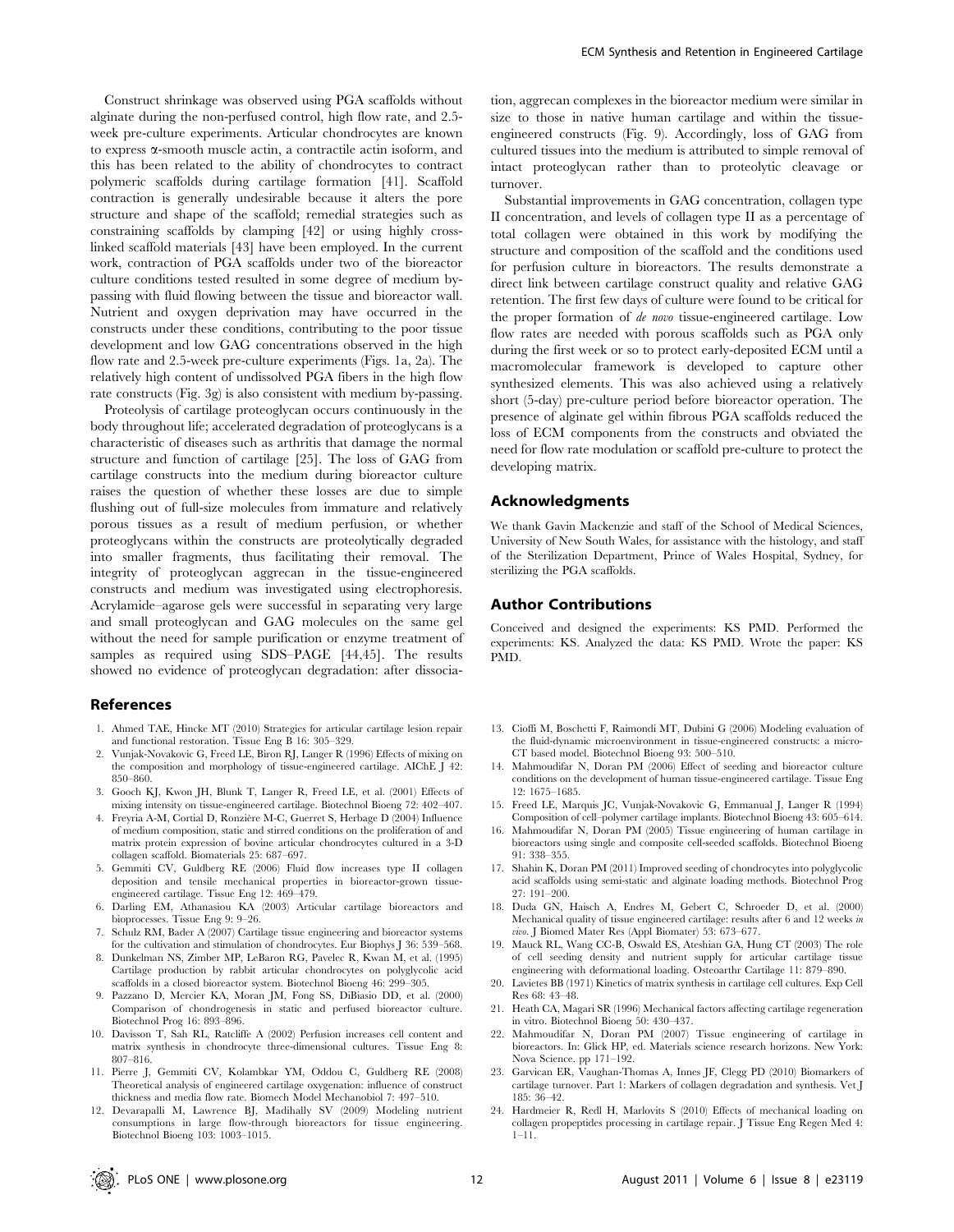Construct shrinkage was observed using PGA scaffolds without alginate during the non-perfused control, high flow rate, and 2.5-week pre-culture experiments. Articular chondrocytes are known to express α-smooth muscle actin, a contractile actin isoform, and this has been related to the ability of chondrocytes to contract polymeric scaffolds during cartilage formation [41]. Scaffold contraction is generally undesirable because it alters the pore structure and shape of the scaffold; remedial strategies such as constraining scaffolds by clamping [42] or using highly cross-linked scaffold materials [43] have been employed. In the current work, contraction of PGA scaffolds under two of the bioreactor culture conditions tested resulted in some degree of medium by-passing with fluid flowing between the tissue and bioreactor wall. Nutrient and oxygen deprivation may have occurred in the constructs under these conditions, contributing to the poor tissue development and low GAG concentrations observed in the high flow rate and 2.5-week pre-culture experiments (Figs. 1a, 2a). The relatively high content of undissolved PGA fibers in the high flow rate constructs (Fig. 3g) is also consistent with medium by-passing.

Proteolysis of cartilage proteoglycan occurs continuously in the body throughout life; accelerated degradation of proteoglycans is a characteristic of diseases such as arthritis that damage the normal structure and function of cartilage [25]. The loss of GAG from cartilage constructs into the medium during bioreactor culture raises the question of whether these losses are due to simple flushing out of full-size molecules from immature and relatively porous tissues as a result of medium perfusion, or whether proteoglycans within the constructs are proteolytically degraded into smaller fragments, thus facilitating their removal. The integrity of proteoglycan aggrecan in the tissue-engineered constructs and medium was investigated using electrophoresis. Acrylamide–agarose gels were successful in separating very large and small proteoglycan and GAG molecules on the same gel without the need for sample purification or enzyme treatment of samples as required using SDS–PAGE [44,45]. The results showed no evidence of proteoglycan degradation: after dissociation, aggrecan complexes in the bioreactor medium were similar in size to those in native human cartilage and within the tissue-engineered constructs (Fig. 9). Accordingly, loss of GAG from cultured tissues into the medium is attributed to simple removal of intact proteoglycan rather than to proteolytic cleavage or turnover.

Substantial improvements in GAG concentration, collagen type II concentration, and levels of collagen type II as a percentage of total collagen were obtained in this work by modifying the structure and composition of the scaffold and the conditions used for perfusion culture in bioreactors. The results demonstrate a direct link between cartilage construct quality and relative GAG retention. The first few days of culture were found to be critical for the proper formation of *de novo* tissue-engineered cartilage. Low flow rates are needed with porous scaffolds such as PGA only during the first week or so to protect early-deposited ECM until a macromolecular framework is developed to capture other synthesized elements. This was also achieved using a relatively short (5-day) pre-culture period before bioreactor operation. The presence of alginate gel within fibrous PGA scaffolds reduced the loss of ECM components from the constructs and obviated the need for flow rate modulation or scaffold pre-culture to protect the developing matrix.

## Acknowledgments

We thank Gavin Mackenzie and staff of the School of Medical Sciences, University of New South Wales, for assistance with the histology, and staff of the Sterilization Department, Prince of Wales Hospital, Sydney, for sterilizing the PGA scaffolds.

## Author Contributions

Conceived and designed the experiments: KS PMD. Performed the experiments: KS. Analyzed the data: KS PMD. Wrote the paper: KS PMD.

## References

1. Ahmed TAE, Hincke MT (2010) Strategies for articular cartilage lesion repair and functional restoration. Tissue Eng B 16: 305–329.
2. Vunjak-Novakovic G, Freed LE, Biron RJ, Langer R (1996) Effects of mixing on the composition and morphology of tissue-engineered cartilage. AIChE J 42: 850–860.
3. Gooch KJ, Kwon JH, Blunk T, Langer R, Freed LE, et al. (2001) Effects of mixing intensity on tissue-engineered cartilage. Biotechnol Bioeng 72: 402–407.
4. Freyria A-M, Cortial D, Ronzière M-C, Guerret S, Herbage D (2004) Influence of medium composition, static and stirred conditions on the proliferation of and matrix protein expression of bovine articular chondrocytes cultured in a 3-D collagen scaffold. Biomaterials 25: 687–697.
5. Gemmiti CV, Guldberg RE (2006) Fluid flow increases type II collagen deposition and tensile mechanical properties in bioreactor-grown tissue-engineered cartilage. Tissue Eng 12: 469–479.
6. Darling EM, Athanasiou KA (2003) Articular cartilage bioreactors and bioprocesses. Tissue Eng 9: 9–26.
7. Schulz RM, Bader A (2007) Cartilage tissue engineering and bioreactor systems for the cultivation and stimulation of chondrocytes. Eur Biophys J 36: 539–568.
8. Dunkelman NS, Zimber MP, LeBaron RG, Pavelec R, Kwan M, et al. (1995) Cartilage production by rabbit articular chondrocytes on polyglycolic acid scaffolds in a closed bioreactor system. Biotechnol Bioeng 46: 299–305.
9. Pazzano D, Mercier KA, Moran JM, Fong SS, DiBiasio DD, et al. (2000) Comparison of chondrogenesis in static and perfused bioreactor culture. Biotechnol Prog 16: 893–896.
10. Davisson T, Sah RL, Ratcliffe A (2002) Perfusion increases cell content and matrix synthesis in chondrocyte three-dimensional cultures. Tissue Eng 8: 807–816.
11. Pierre J, Gemmiti CV, Kolambkar YM, Oddou C, Guldberg RE (2008) Theoretical analysis of engineered cartilage oxygenation: influence of construct thickness and media flow rate. Biomech Model Mechanobiol 7: 497–510.
12. Devarapalli M, Lawrence BJ, Madihally SV (2009) Modeling nutrient consumptions in large flow-through bioreactors for tissue engineering. Biotechnol Bioeng 103: 1003–1015.
13. Cioffi M, Boschetti F, Raimondi MT, Dubini G (2006) Modeling evaluation of the fluid-dynamic microenvironment in tissue-engineered constructs: a micro-CT based model. Biotechnol Bioeng 93: 500–510.
14. Mahmoudifar N, Doran PM (2006) Effect of seeding and bioreactor culture conditions on the development of human tissue-engineered cartilage. Tissue Eng 12: 1675–1685.
15. Freed LE, Marquis JC, Vunjak-Novakovic G, Emmanual J, Langer R (1994) Composition of cell–polymer cartilage implants. Biotechnol Bioeng 43: 605–614.
16. Mahmoudifar N, Doran PM (2005) Tissue engineering of human cartilage in bioreactors using single and composite cell-seeded scaffolds. Biotechnol Bioeng 91: 338–355.
17. Shahin K, Doran PM (2011) Improved seeding of chondrocytes into polyglycolic acid scaffolds using semi-static and alginate loading methods. Biotechnol Prog 27: 191–200.
18. Duda GN, Haisch A, Endres M, Gebert C, Schroeder D, et al. (2000) Mechanical quality of tissue engineered cartilage: results after 6 and 12 weeks *in vivo*. J Biomed Mater Res (Appl Biomater) 53: 673–677.
19. Mauck RL, Wang CC-B, Oswald ES, Ateshian GA, Hung CT (2003) The role of cell seeding density and nutrient supply for articular cartilage tissue engineering with deformational loading. Osteoarthr Cartilage 11: 879–890.
20. Lavietes BB (1971) Kinetics of matrix synthesis in cartilage cell cultures. Exp Cell Res 68: 43–48.
21. Heath CA, Magari SR (1996) Mechanical factors affecting cartilage regeneration in vitro. Biotechnol Bioeng 50: 430–437.
22. Mahmoudifar N, Doran PM (2007) Tissue engineering of cartilage in bioreactors. In: Glick HP, ed. Materials science research horizons. New York: Nova Science. pp 171–192.
23. Garvican ER, Vaughan-Thomas A, Innes JF, Clegg PD (2010) Biomarkers of cartilage turnover. Part 1: Markers of collagen degradation and synthesis. Vet J 185: 36–42.
24. Hardmeier R, Redl H, Marlovits S (2010) Effects of mechanical loading on collagen propeptides processing in cartilage repair. J Tissue Eng Regen Med 4: 1–11.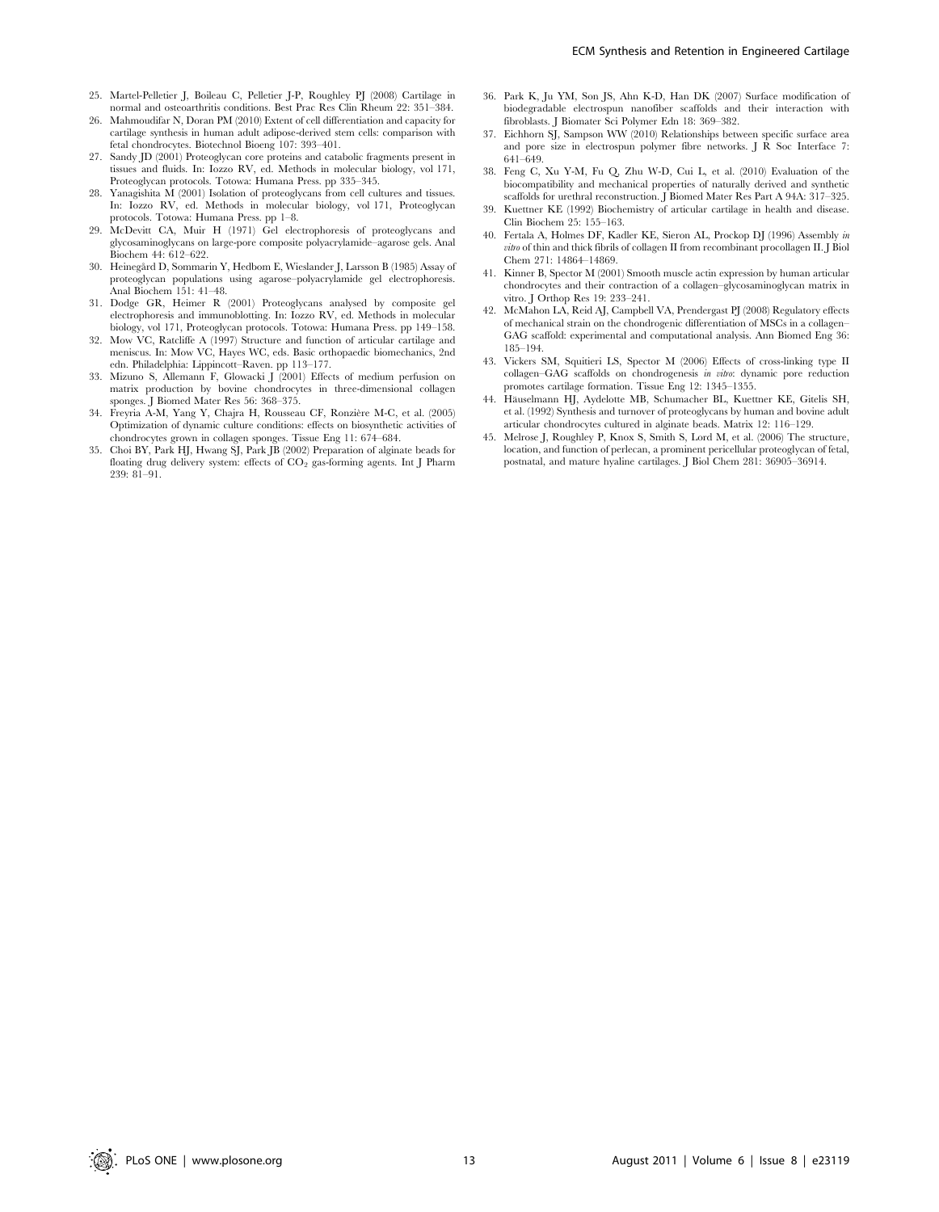25. Martel-Pelletier J, Boileau C, Pelletier J-P, Roughley PJ (2008) Cartilage in normal and osteoarthritis conditions. Best Prac Res Clin Rheum 22: 351–384.
26. Mahmoudifar N, Doran PM (2010) Extent of cell differentiation and capacity for cartilage synthesis in human adult adipose-derived stem cells: comparison with fetal chondrocytes. Biotechnol Bioeng 107: 393–401.
27. Sandy JD (2001) Proteoglycan core proteins and catabolic fragments present in tissues and fluids. In: Iozzo RV, ed. Methods in molecular biology, vol 171, Proteoglycan protocols. Totowa: Humana Press. pp 335–345.
28. Yanagishita M (2001) Isolation of proteoglycans from cell cultures and tissues. In: Iozzo RV, ed. Methods in molecular biology, vol 171, Proteoglycan protocols. Totowa: Humana Press. pp 1–8.
29. McDevitt CA, Muir H (1971) Gel electrophoresis of proteoglycans and glycosaminoglycans on large-pore composite polyacrylamide–agarose gels. Anal Biochem 44: 612–622.
30. Heinegård D, Sommarin Y, Hedbom E, Wieslander J, Larsson B (1985) Assay of proteoglycan populations using agarose–polyacrylamide gel electrophoresis. Anal Biochem 151: 41–48.
31. Dodge GR, Heimer R (2001) Proteoglycans analysed by composite gel electrophoresis and immunoblotting. In: Iozzo RV, ed. Methods in molecular biology, vol 171, Proteoglycan protocols. Totowa: Humana Press. pp 149–158.
32. Mow VC, Ratcliffe A (1997) Structure and function of articular cartilage and meniscus. In: Mow VC, Hayes WC, eds. Basic orthopaedic biomechanics, 2nd edn. Philadelphia: Lippincott–Raven. pp 113–177.
33. Mizuno S, Allemann F, Glowacki J (2001) Effects of medium perfusion on matrix production by bovine chondrocytes in three-dimensional collagen sponges. J Biomed Mater Res 56: 368–375.
34. Freyria A-M, Yang Y, Chajra H, Rousseau CF, Ronzière M-C, et al. (2005) Optimization of dynamic culture conditions: effects on biosynthetic activities of chondrocytes grown in collagen sponges. Tissue Eng 11: 674–684.
35. Choi BY, Park HJ, Hwang SJ, Park JB (2002) Preparation of alginate beads for floating drug delivery system: effects of $CO_2$ gas-forming agents. Int J Pharm 239: 81–91.
36. Park K, Ju YM, Son JS, Ahn K-D, Han DK (2007) Surface modification of biodegradable electrospun nanofiber scaffolds and their interaction with fibroblasts. J Biomater Sci Polymer Edn 18: 369–382.
37. Eichhorn SJ, Sampson WW (2010) Relationships between specific surface area and pore size in electrospun polymer fibre networks. J R Soc Interface 7: 641–649.
38. Feng C, Xu Y-M, Fu Q, Zhu W-D, Cui L, et al. (2010) Evaluation of the biocompatibility and mechanical properties of naturally derived and synthetic scaffolds for urethral reconstruction. J Biomed Mater Res Part A 94A: 317–325.
39. Kuettner KE (1992) Biochemistry of articular cartilage in health and disease. Clin Biochem 25: 155–163.
40. Fertala A, Holmes DF, Kadler KE, Sieron AL, Prockop DJ (1996) Assembly *in vitro* of thin and thick fibrils of collagen II from recombinant procollagen II. J Biol Chem 271: 14864–14869.
41. Kinner B, Spector M (2001) Smooth muscle actin expression by human articular chondrocytes and their contraction of a collagen–glycosaminoglycan matrix in vitro. J Orthop Res 19: 233–241.
42. McMahon LA, Reid AJ, Campbell VA, Prendergast PJ (2008) Regulatory effects of mechanical strain on the chondrogenic differentiation of MSCs in a collagen–GAG scaffold: experimental and computational analysis. Ann Biomed Eng 36: 185–194.
43. Vickers SM, Squitieri LS, Spector M (2006) Effects of cross-linking type II collagen–GAG scaffolds on chondrogenesis *in vitro*: dynamic pore reduction promotes cartilage formation. Tissue Eng 12: 1345–1355.
44. Häuselmann HJ, Aydelotte MB, Schumacher BL, Kuettner KE, Gitelis SH, et al. (1992) Synthesis and turnover of proteoglycans by human and bovine adult articular chondrocytes cultured in alginate beads. Matrix 12: 116–129.
45. Melrose J, Roughley P, Knox S, Smith S, Lord M, et al. (2006) The structure, location, and function of perlecan, a prominent pericellular proteoglycan of fetal, postnatal, and mature hyaline cartilages. J Biol Chem 281: 36905–36914.